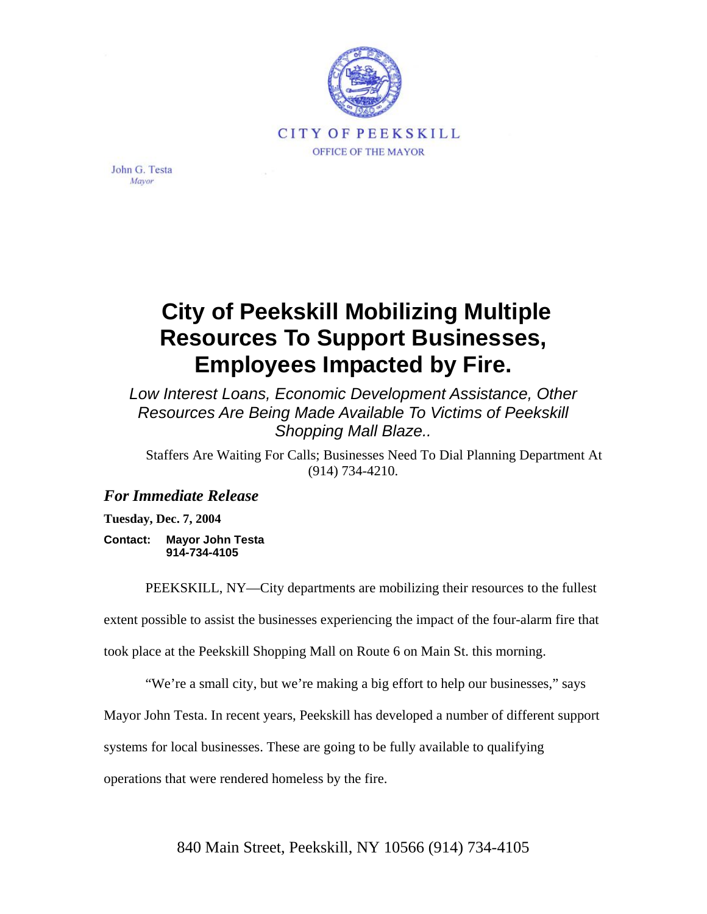CITY OF PEEKSKILL

OFFICE OF THE MAYOR

John G. Testa
*Mayor*

# City of Peekskill Mobilizing Multiple Resources To Support Businesses, Employees Impacted by Fire.

*Low Interest Loans, Economic Development Assistance, Other Resources Are Being Made Available To Victims of Peekskill Shopping Mall Blaze..*

Staffers Are Waiting For Calls; Businesses Need To Dial Planning Department At (914) 734-4210.

***For Immediate Release***

**Tuesday, Dec. 7, 2004**

**Contact: Mayor John Testa**
**914-734-4105**

PEEKSKILL, NY—City departments are mobilizing their resources to the fullest extent possible to assist the businesses experiencing the impact of the four-alarm fire that took place at the Peekskill Shopping Mall on Route 6 on Main St. this morning.

"We're a small city, but we're making a big effort to help our businesses," says Mayor John Testa. In recent years, Peekskill has developed a number of different support systems for local businesses. These are going to be fully available to qualifying operations that were rendered homeless by the fire.

840 Main Street, Peekskill, NY 10566 (914) 734-4105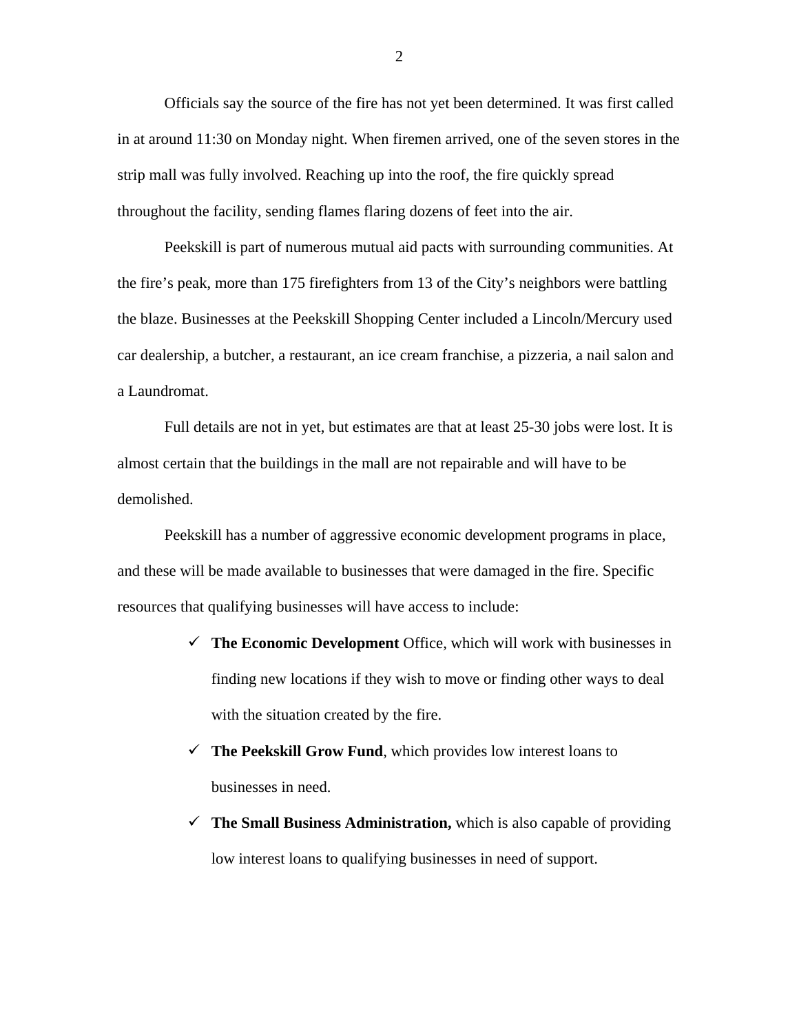Officials say the source of the fire has not yet been determined. It was first called in at around 11:30 on Monday night. When firemen arrived, one of the seven stores in the strip mall was fully involved. Reaching up into the roof, the fire quickly spread throughout the facility, sending flames flaring dozens of feet into the air.

Peekskill is part of numerous mutual aid pacts with surrounding communities. At the fire's peak, more than 175 firefighters from 13 of the City's neighbors were battling the blaze. Businesses at the Peekskill Shopping Center included a Lincoln/Mercury used car dealership, a butcher, a restaurant, an ice cream franchise, a pizzeria, a nail salon and a Laundromat.

Full details are not in yet, but estimates are that at least 25-30 jobs were lost. It is almost certain that the buildings in the mall are not repairable and will have to be demolished.

Peekskill has a number of aggressive economic development programs in place, and these will be made available to businesses that were damaged in the fire. Specific resources that qualifying businesses will have access to include:

- ✓ **The Economic Development** Office, which will work with businesses in finding new locations if they wish to move or finding other ways to deal with the situation created by the fire.
- ✓ **The Peekskill Grow Fund**, which provides low interest loans to businesses in need.
- ✓ **The Small Business Administration,** which is also capable of providing low interest loans to qualifying businesses in need of support.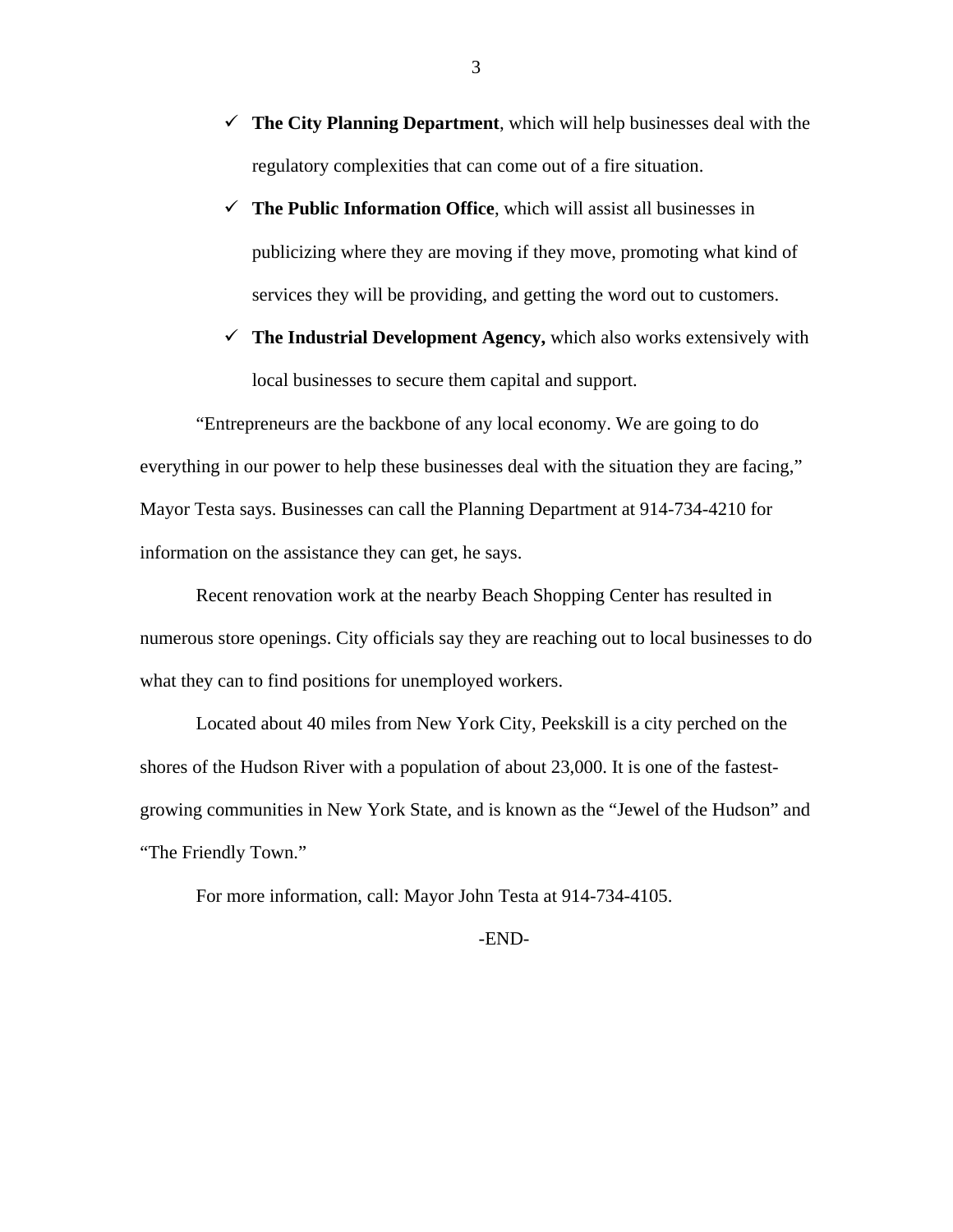- ✓ **The City Planning Department**, which will help businesses deal with the regulatory complexities that can come out of a fire situation.
- ✓ **The Public Information Office**, which will assist all businesses in publicizing where they are moving if they move, promoting what kind of services they will be providing, and getting the word out to customers.
- ✓ **The Industrial Development Agency,** which also works extensively with local businesses to secure them capital and support.

"Entrepreneurs are the backbone of any local economy. We are going to do everything in our power to help these businesses deal with the situation they are facing," Mayor Testa says. Businesses can call the Planning Department at 914-734-4210 for information on the assistance they can get, he says.

Recent renovation work at the nearby Beach Shopping Center has resulted in numerous store openings. City officials say they are reaching out to local businesses to do what they can to find positions for unemployed workers.

Located about 40 miles from New York City, Peekskill is a city perched on the shores of the Hudson River with a population of about 23,000. It is one of the fastest-growing communities in New York State, and is known as the "Jewel of the Hudson" and "The Friendly Town."

For more information, call: Mayor John Testa at 914-734-4105.

-END-